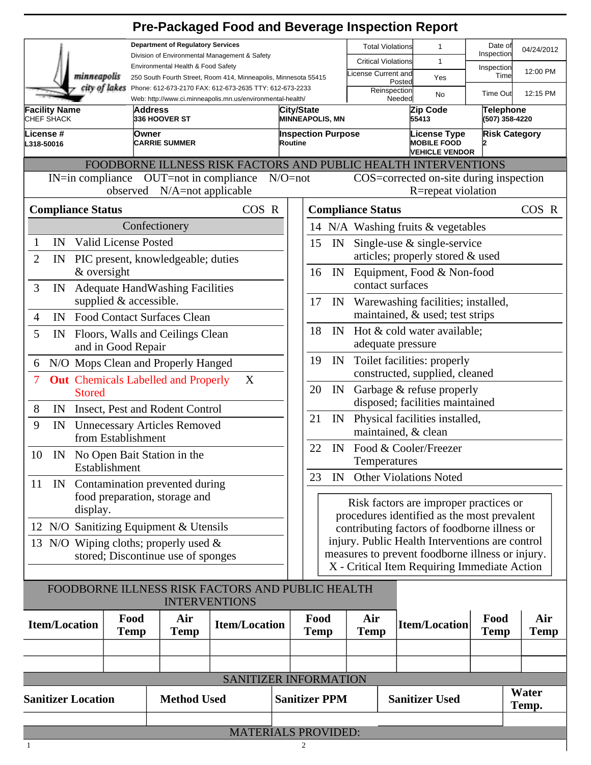# Pre-Packaged Food and Beverage Inspection Report

minneapolis city of lakes

**Department of Regulatory Services**
Division of Environmental Management & Safety
Environmental Health & Food Safety
250 South Fourth Street, Room 414, Minneapolis, Minnesota 55415
Phone: 612-673-2170 FAX: 612-673-2635 TTY: 612-673-2233
Web: http://www.ci.minneapolis.mn.us/environmental-health/

| | | | |
|---|---|---|---|
| Total Violations | 1 | Date of Inspection | 04/24/2012 |
| Critical Violations | 1 | Inspection Time | 12:00 PM |
| License Current and Posted | Yes | | |
| Reinspection Needed | No | Time Out | 12:15 PM |

| Facility Name | Address | City/State | Zip Code | Telephone |
|---|---|---|---|---|
| CHEF SHACK | 336 HOOVER ST | MINNEAPOLIS, MN | 55413 | (507) 358-4220 |

| License # | Owner | Inspection Purpose | License Type | Risk Category |
|---|---|---|---|---|
| L318-50016 | CARRIE SUMMER | Routine | MOBILE FOOD VEHICLE VENDOR | 2 |

## FOODBORNE ILLNESS RISK FACTORS AND PUBLIC HEALTH INTERVENTIONS

IN=in compliance OUT=not in compliance N/O=not observed N/A=not applicable COS=corrected on-site during inspection R=repeat violation

| # | Compliance Status | | COS | R |
|---|---|---|---|---|
| | **Confectionery** | | | |
| 1 | IN | Valid License Posted | | |
| 2 | IN | PIC present, knowledgeable; duties & oversight | | |
| 3 | IN | Adequate HandWashing Facilities supplied & accessible. | | |
| 4 | IN | Food Contact Surfaces Clean | | |
| 5 | IN | Floors, Walls and Ceilings Clean and in Good Repair | | |
| 6 | N/O | Mops Clean and Properly Hanged | | |
| 7 | Out | Chemicals Labelled and Properly Stored | X | |
| 8 | IN | Insect, Pest and Rodent Control | | |
| 9 | IN | Unnecessary Articles Removed from Establishment | | |
| 10 | IN | No Open Bait Station in the Establishment | | |
| 11 | IN | Contamination prevented during food preparation, storage and display. | | |
| 12 | N/O | Sanitizing Equipment & Utensils | | |
| 13 | N/O | Wiping cloths; properly used & stored; Discontinue use of sponges | | |
| 14 | N/A | Washing fruits & vegetables | | |
| 15 | IN | Single-use & single-service articles; properly stored & used | | |
| 16 | IN | Equipment, Food & Non-food contact surfaces | | |
| 17 | IN | Warewashing facilities; installed, maintained, & used; test strips | | |
| 18 | IN | Hot & cold water available; adequate pressure | | |
| 19 | IN | Toilet facilities: properly constructed, supplied, cleaned | | |
| 20 | IN | Garbage & refuse properly disposed; facilities maintained | | |
| 21 | IN | Physical facilities installed, maintained, & clean | | |
| 22 | IN | Food & Cooler/Freezer Temperatures | | |
| 23 | IN | Other Violations Noted | | |

Risk factors are improper practices or procedures identified as the most prevalent contributing factors of foodborne illness or injury. Public Health Interventions are control measures to prevent foodborne illness or injury.
X - Critical Item Requiring Immediate Action

## FOODBORNE ILLNESS RISK FACTORS AND PUBLIC HEALTH INTERVENTIONS

| Item/Location | Food Temp | Air Temp | Item/Location | Food Temp | Air Temp | Item/Location | Food Temp | Air Temp |
|---|---|---|---|---|---|---|---|---|
| | | | | | | | | |
| | | | | | | | | |

## SANITIZER INFORMATION

| Sanitizer Location | Method Used | Sanitizer PPM | Sanitizer Used | Water Temp. |
|---|---|---|---|---|
| | | | | |

## MATERIALS PROVIDED: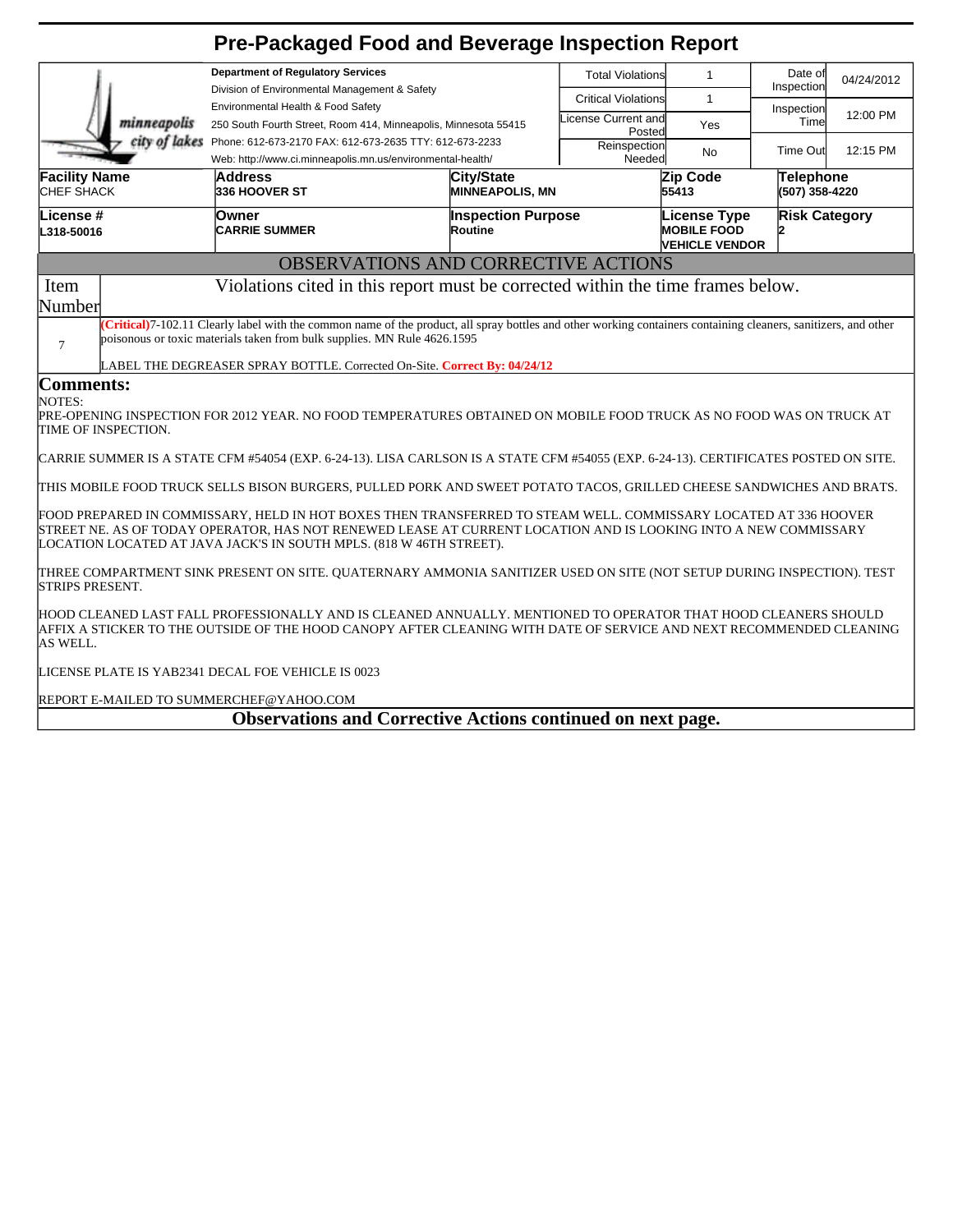# Pre-Packaged Food and Beverage Inspection Report

minneapolis city of lakes

**Department of Regulatory Services**
Division of Environmental Management & Safety
Environmental Health & Food Safety
250 South Fourth Street, Room 414, Minneapolis, Minnesota 55415
Phone: 612-673-2170 FAX: 612-673-2635 TTY: 612-673-2233
Web: http://www.ci.minneapolis.mn.us/environmental-health/

| | | | |
|---|---|---|---|
| Total Violations | 1 | Date of Inspection | 04/24/2012 |
| Critical Violations | 1 | Inspection Time | 12:00 PM |
| License Current and Posted | Yes | | |
| Reinspection Needed | No | Time Out | 12:15 PM |

| Facility Name | Address | City/State | Zip Code | Telephone |
|---|---|---|---|---|
| CHEF SHACK | 336 HOOVER ST | MINNEAPOLIS, MN | 55413 | (507) 358-4220 |

| License # | Owner | Inspection Purpose | License Type | Risk Category |
|---|---|---|---|---|
| L318-50016 | CARRIE SUMMER | Routine | MOBILE FOOD VEHICLE VENDOR | 2 |

## OBSERVATIONS AND CORRECTIVE ACTIONS

| Item Number | Violations cited in this report must be corrected within the time frames below. |
|---|---|
| 7 | **(Critical)**7-102.11 Clearly label with the common name of the product, all spray bottles and other working containers containing cleaners, sanitizers, and other poisonous or toxic materials taken from bulk supplies. MN Rule 4626.1595<br><br>LABEL THE DEGREASER SPRAY BOTTLE. Corrected On-Site. **Correct By: 04/24/12** |

## Comments:

NOTES:
PRE-OPENING INSPECTION FOR 2012 YEAR. NO FOOD TEMPERATURES OBTAINED ON MOBILE FOOD TRUCK AS NO FOOD WAS ON TRUCK AT TIME OF INSPECTION.

CARRIE SUMMER IS A STATE CFM #54054 (EXP. 6-24-13). LISA CARLSON IS A STATE CFM #54055 (EXP. 6-24-13). CERTIFICATES POSTED ON SITE.

THIS MOBILE FOOD TRUCK SELLS BISON BURGERS, PULLED PORK AND SWEET POTATO TACOS, GRILLED CHEESE SANDWICHES AND BRATS.

FOOD PREPARED IN COMMISSARY, HELD IN HOT BOXES THEN TRANSFERRED TO STEAM WELL. COMMISSARY LOCATED AT 336 HOOVER STREET NE. AS OF TODAY OPERATOR, HAS NOT RENEWED LEASE AT CURRENT LOCATION AND IS LOOKING INTO A NEW COMMISSARY LOCATION LOCATED AT JAVA JACK'S IN SOUTH MPLS. (818 W 46TH STREET).

THREE COMPARTMENT SINK PRESENT ON SITE. QUATERNARY AMMONIA SANITIZER USED ON SITE (NOT SETUP DURING INSPECTION). TEST STRIPS PRESENT.

HOOD CLEANED LAST FALL PROFESSIONALLY AND IS CLEANED ANNUALLY. MENTIONED TO OPERATOR THAT HOOD CLEANERS SHOULD AFFIX A STICKER TO THE OUTSIDE OF THE HOOD CANOPY AFTER CLEANING WITH DATE OF SERVICE AND NEXT RECOMMENDED CLEANING AS WELL.

LICENSE PLATE IS YAB2341 DECAL FOE VEHICLE IS 0023

REPORT E-MAILED TO SUMMERCHEF@YAHOO.COM

**Observations and Corrective Actions continued on next page.**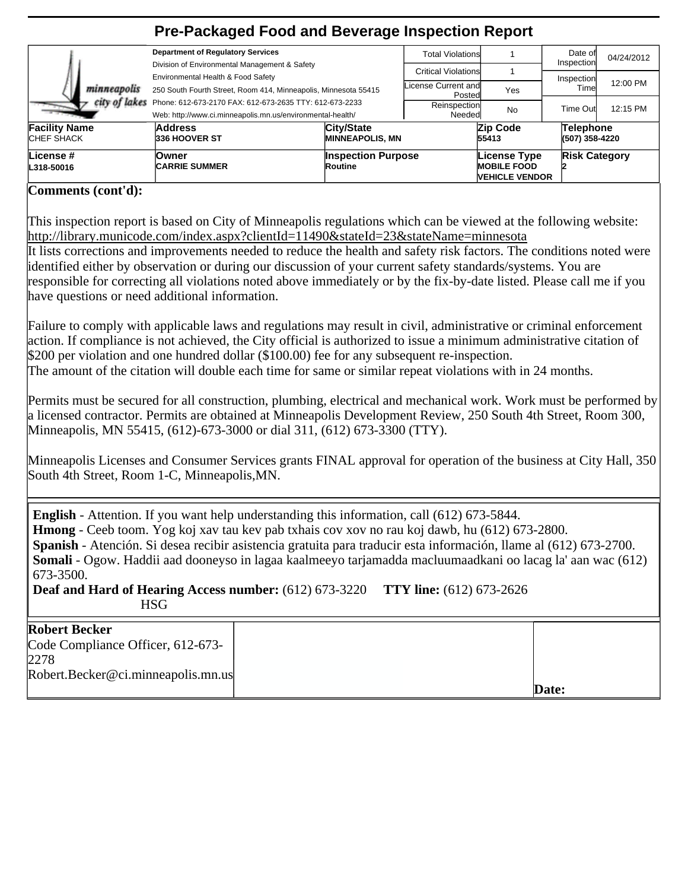# Pre-Packaged Food and Beverage Inspection Report

| | | | | | |
|---|---|---|---|---|---|
| minneapolis city of lakes | **Department of Regulatory Services**<br>Division of Environmental Management & Safety<br>Environmental Health & Food Safety<br>250 South Fourth Street, Room 414, Minneapolis, Minnesota 55415<br>Phone: 612-673-2170 FAX: 612-673-2635 TTY: 612-673-2233<br>Web: http://www.ci.minneapolis.mn.us/environmental-health/ | Total Violations | 1 | Date of Inspection | 04/24/2012 |
| | | Critical Violations | 1 | Inspection Time | 12:00 PM |
| | | License Current and Posted | Yes | | |
| | | Reinspection Needed | No | Time Out | 12:15 PM |

| Facility Name | Address | City/State | Zip Code | Telephone |
|---|---|---|---|---|
| CHEF SHACK | 336 HOOVER ST | MINNEAPOLIS, MN | 55413 | (507) 358-4220 |
| **License #** | **Owner** | **Inspection Purpose** | **License Type** | **Risk Category** |
| L318-50016 | CARRIE SUMMER | Routine | MOBILE FOOD VEHICLE VENDOR | 2 |

**Comments (cont'd):**

This inspection report is based on City of Minneapolis regulations which can be viewed at the following website: http://library.municode.com/index.aspx?clientId=11490&stateId=23&stateName=minnesota
It lists corrections and improvements needed to reduce the health and safety risk factors. The conditions noted were identified either by observation or during our discussion of your current safety standards/systems. You are responsible for correcting all violations noted above immediately or by the fix-by-date listed. Please call me if you have questions or need additional information.

Failure to comply with applicable laws and regulations may result in civil, administrative or criminal enforcement action. If compliance is not achieved, the City official is authorized to issue a minimum administrative citation of $200 per violation and one hundred dollar ($100.00) fee for any subsequent re-inspection.
The amount of the citation will double each time for same or similar repeat violations with in 24 months.

Permits must be secured for all construction, plumbing, electrical and mechanical work. Work must be performed by a licensed contractor. Permits are obtained at Minneapolis Development Review, 250 South 4th Street, Room 300, Minneapolis, MN 55415, (612)-673-3000 or dial 311, (612) 673-3300 (TTY).

Minneapolis Licenses and Consumer Services grants FINAL approval for operation of the business at City Hall, 350 South 4th Street, Room 1-C, Minneapolis,MN.

**English** - Attention. If you want help understanding this information, call (612) 673-5844.
**Hmong** - Ceeb toom. Yog koj xav tau kev pab txhais cov xov no rau koj dawb, hu (612) 673-2800.
**Spanish** - Atención. Si desea recibir asistencia gratuita para traducir esta información, llame al (612) 673-2700.
**Somali** - Ogow. Haddii aad dooneyso in lagaa kaalmeeyo tarjamadda macluumaadkani oo lacag la' aan wac (612) 673-3500.
**Deaf and Hard of Hearing Access number:** (612) 673-3220 **TTY line:** (612) 673-2626
HSG

| | | |
|---|---|---|
| **Robert Becker**<br>Code Compliance Officer, 612-673-2278<br>Robert.Becker@ci.minneapolis.mn.us | | **Date:** |